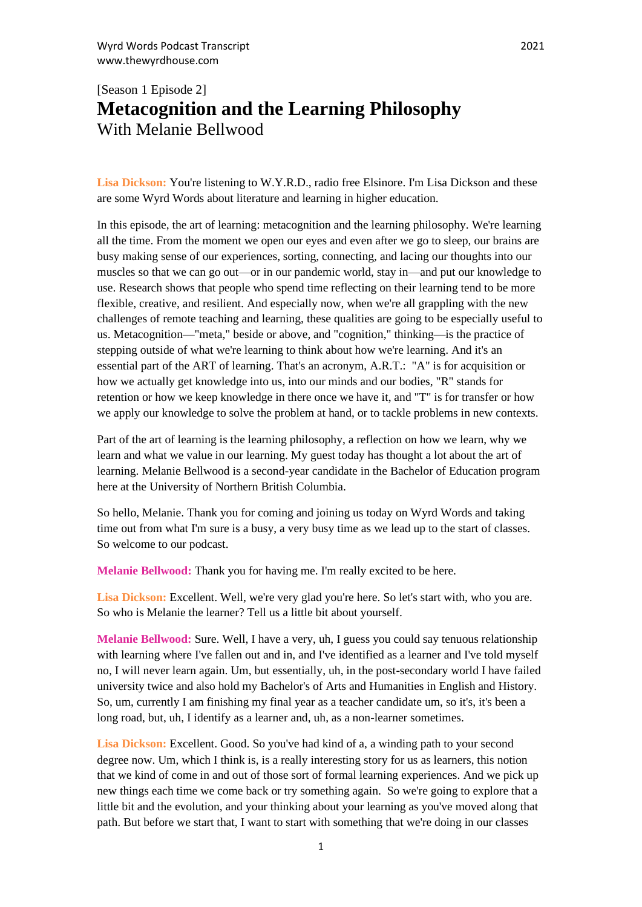[Season 1 Episode 2]

# Metacognition and the Learning Philosophy

With Melanie Bellwood

**Lisa Dickson:** You're listening to W.Y.R.D., radio free Elsinore. I'm Lisa Dickson and these are some Wyrd Words about literature and learning in higher education.

In this episode, the art of learning: metacognition and the learning philosophy. We're learning all the time. From the moment we open our eyes and even after we go to sleep, our brains are busy making sense of our experiences, sorting, connecting, and lacing our thoughts into our muscles so that we can go out—or in our pandemic world, stay in—and put our knowledge to use. Research shows that people who spend time reflecting on their learning tend to be more flexible, creative, and resilient. And especially now, when we're all grappling with the new challenges of remote teaching and learning, these qualities are going to be especially useful to us. Metacognition—"meta," beside or above, and "cognition," thinking—is the practice of stepping outside of what we're learning to think about how we're learning. And it's an essential part of the ART of learning. That's an acronym, A.R.T.: "A" is for acquisition or how we actually get knowledge into us, into our minds and our bodies, "R" stands for retention or how we keep knowledge in there once we have it, and "T" is for transfer or how we apply our knowledge to solve the problem at hand, or to tackle problems in new contexts.

Part of the art of learning is the learning philosophy, a reflection on how we learn, why we learn and what we value in our learning. My guest today has thought a lot about the art of learning. Melanie Bellwood is a second-year candidate in the Bachelor of Education program here at the University of Northern British Columbia.

So hello, Melanie. Thank you for coming and joining us today on Wyrd Words and taking time out from what I'm sure is a busy, a very busy time as we lead up to the start of classes. So welcome to our podcast.

**Melanie Bellwood:** Thank you for having me. I'm really excited to be here.

**Lisa Dickson:** Excellent. Well, we're very glad you're here. So let's start with, who you are. So who is Melanie the learner? Tell us a little bit about yourself.

**Melanie Bellwood:** Sure. Well, I have a very, uh, I guess you could say tenuous relationship with learning where I've fallen out and in, and I've identified as a learner and I've told myself no, I will never learn again. Um, but essentially, uh, in the post-secondary world I have failed university twice and also hold my Bachelor's of Arts and Humanities in English and History. So, um, currently I am finishing my final year as a teacher candidate um, so it's, it's been a long road, but, uh, I identify as a learner and, uh, as a non-learner sometimes.

**Lisa Dickson:** Excellent. Good. So you've had kind of a, a winding path to your second degree now. Um, which I think is, is a really interesting story for us as learners, this notion that we kind of come in and out of those sort of formal learning experiences. And we pick up new things each time we come back or try something again. So we're going to explore that a little bit and the evolution, and your thinking about your learning as you've moved along that path. But before we start that, I want to start with something that we're doing in our classes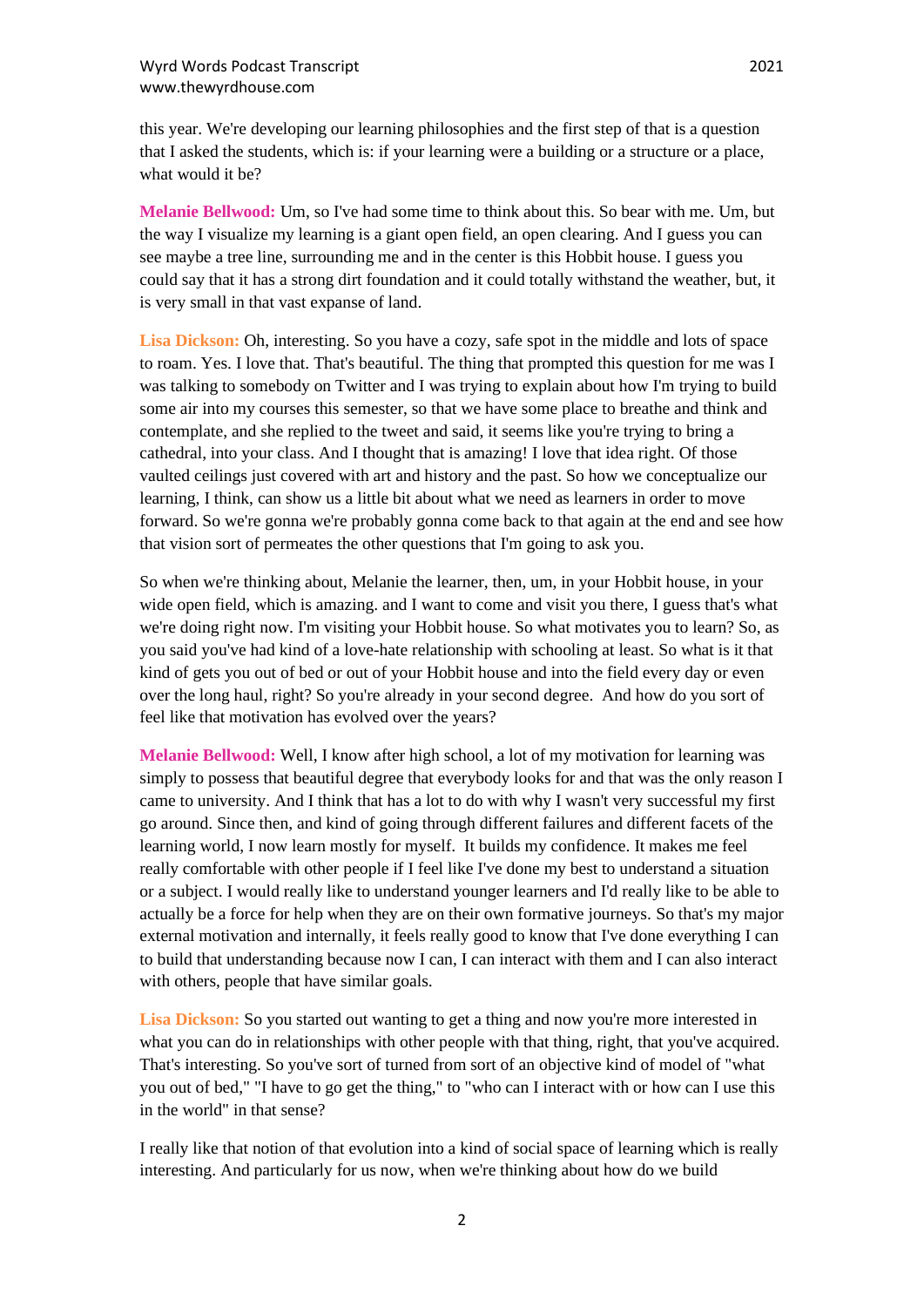this year. We're developing our learning philosophies and the first step of that is a question that I asked the students, which is: if your learning were a building or a structure or a place, what would it be?

**Melanie Bellwood:** Um, so I've had some time to think about this. So bear with me. Um, but the way I visualize my learning is a giant open field, an open clearing. And I guess you can see maybe a tree line, surrounding me and in the center is this Hobbit house. I guess you could say that it has a strong dirt foundation and it could totally withstand the weather, but, it is very small in that vast expanse of land.

**Lisa Dickson:** Oh, interesting. So you have a cozy, safe spot in the middle and lots of space to roam. Yes. I love that. That's beautiful. The thing that prompted this question for me was I was talking to somebody on Twitter and I was trying to explain about how I'm trying to build some air into my courses this semester, so that we have some place to breathe and think and contemplate, and she replied to the tweet and said, it seems like you're trying to bring a cathedral, into your class. And I thought that is amazing! I love that idea right. Of those vaulted ceilings just covered with art and history and the past. So how we conceptualize our learning, I think, can show us a little bit about what we need as learners in order to move forward. So we're gonna we're probably gonna come back to that again at the end and see how that vision sort of permeates the other questions that I'm going to ask you.

So when we're thinking about, Melanie the learner, then, um, in your Hobbit house, in your wide open field, which is amazing. and I want to come and visit you there, I guess that's what we're doing right now. I'm visiting your Hobbit house. So what motivates you to learn? So, as you said you've had kind of a love-hate relationship with schooling at least. So what is it that kind of gets you out of bed or out of your Hobbit house and into the field every day or even over the long haul, right? So you're already in your second degree. And how do you sort of feel like that motivation has evolved over the years?

**Melanie Bellwood:** Well, I know after high school, a lot of my motivation for learning was simply to possess that beautiful degree that everybody looks for and that was the only reason I came to university. And I think that has a lot to do with why I wasn't very successful my first go around. Since then, and kind of going through different failures and different facets of the learning world, I now learn mostly for myself. It builds my confidence. It makes me feel really comfortable with other people if I feel like I've done my best to understand a situation or a subject. I would really like to understand younger learners and I'd really like to be able to actually be a force for help when they are on their own formative journeys. So that's my major external motivation and internally, it feels really good to know that I've done everything I can to build that understanding because now I can, I can interact with them and I can also interact with others, people that have similar goals.

**Lisa Dickson:** So you started out wanting to get a thing and now you're more interested in what you can do in relationships with other people with that thing, right, that you've acquired. That's interesting. So you've sort of turned from sort of an objective kind of model of "what you out of bed," "I have to go get the thing," to "who can I interact with or how can I use this in the world" in that sense?

I really like that notion of that evolution into a kind of social space of learning which is really interesting. And particularly for us now, when we're thinking about how do we build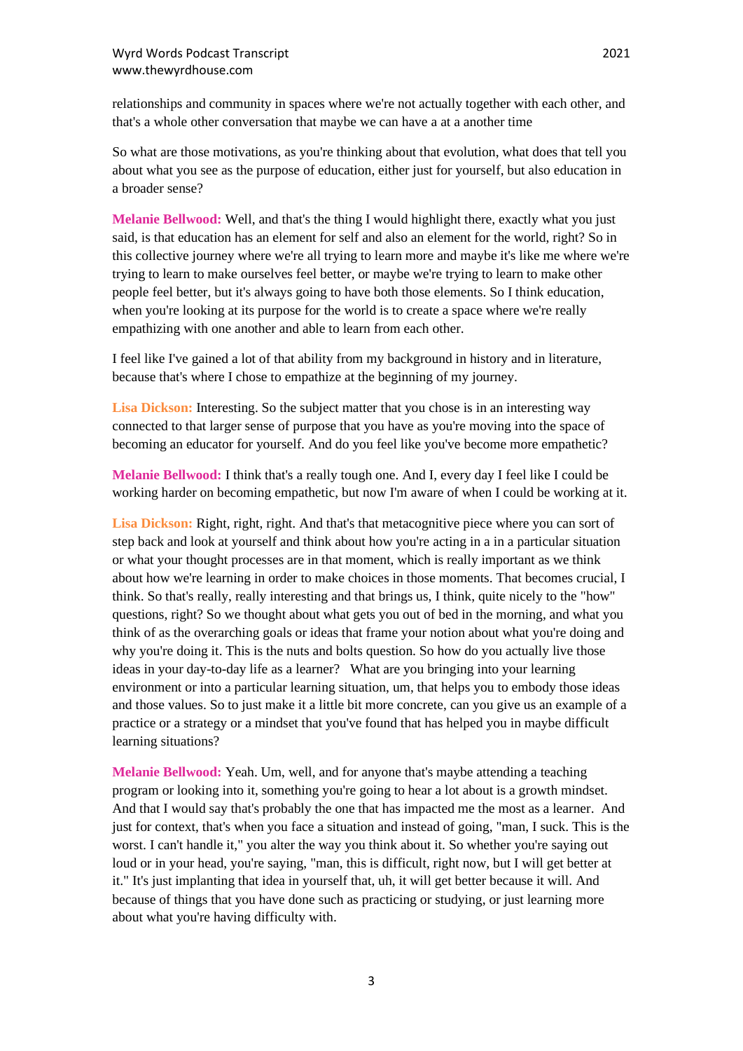relationships and community in spaces where we're not actually together with each other, and that's a whole other conversation that maybe we can have a at a another time

So what are those motivations, as you're thinking about that evolution, what does that tell you about what you see as the purpose of education, either just for yourself, but also education in a broader sense?

**Melanie Bellwood:** Well, and that's the thing I would highlight there, exactly what you just said, is that education has an element for self and also an element for the world, right? So in this collective journey where we're all trying to learn more and maybe it's like me where we're trying to learn to make ourselves feel better, or maybe we're trying to learn to make other people feel better, but it's always going to have both those elements. So I think education, when you're looking at its purpose for the world is to create a space where we're really empathizing with one another and able to learn from each other.

I feel like I've gained a lot of that ability from my background in history and in literature, because that's where I chose to empathize at the beginning of my journey.

**Lisa Dickson:** Interesting. So the subject matter that you chose is in an interesting way connected to that larger sense of purpose that you have as you're moving into the space of becoming an educator for yourself. And do you feel like you've become more empathetic?

**Melanie Bellwood:** I think that's a really tough one. And I, every day I feel like I could be working harder on becoming empathetic, but now I'm aware of when I could be working at it.

**Lisa Dickson:** Right, right, right. And that's that metacognitive piece where you can sort of step back and look at yourself and think about how you're acting in a in a particular situation or what your thought processes are in that moment, which is really important as we think about how we're learning in order to make choices in those moments. That becomes crucial, I think. So that's really, really interesting and that brings us, I think, quite nicely to the "how" questions, right? So we thought about what gets you out of bed in the morning, and what you think of as the overarching goals or ideas that frame your notion about what you're doing and why you're doing it. This is the nuts and bolts question. So how do you actually live those ideas in your day-to-day life as a learner? What are you bringing into your learning environment or into a particular learning situation, um, that helps you to embody those ideas and those values. So to just make it a little bit more concrete, can you give us an example of a practice or a strategy or a mindset that you've found that has helped you in maybe difficult learning situations?

**Melanie Bellwood:** Yeah. Um, well, and for anyone that's maybe attending a teaching program or looking into it, something you're going to hear a lot about is a growth mindset. And that I would say that's probably the one that has impacted me the most as a learner. And just for context, that's when you face a situation and instead of going, "man, I suck. This is the worst. I can't handle it," you alter the way you think about it. So whether you're saying out loud or in your head, you're saying, "man, this is difficult, right now, but I will get better at it." It's just implanting that idea in yourself that, uh, it will get better because it will. And because of things that you have done such as practicing or studying, or just learning more about what you're having difficulty with.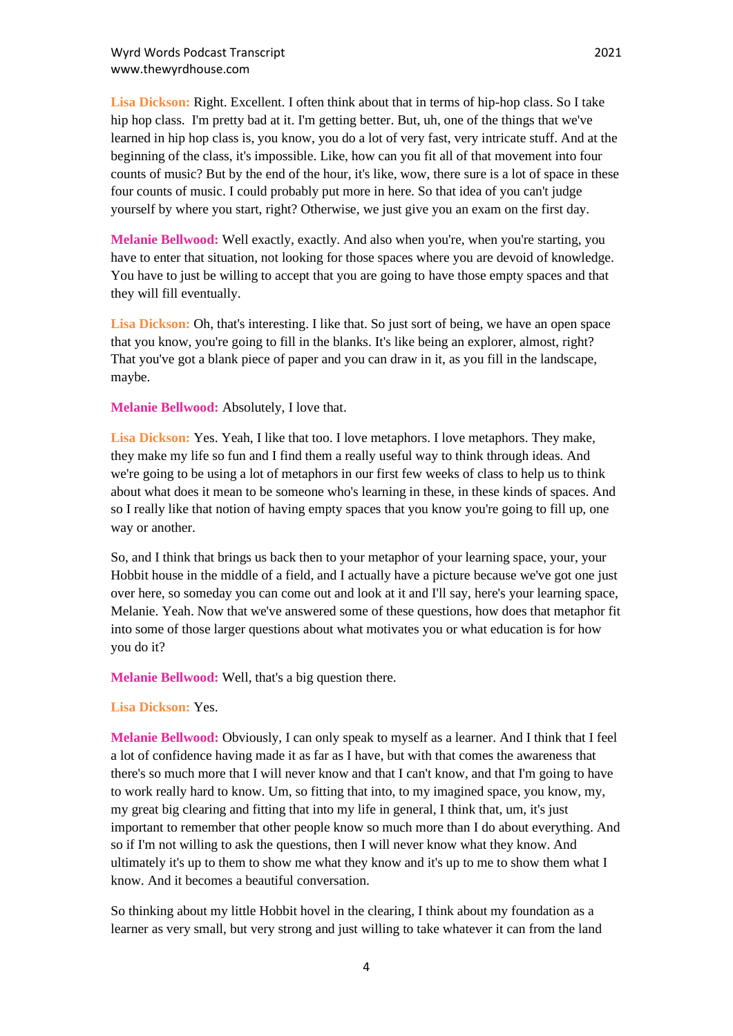**Lisa Dickson:** Right. Excellent. I often think about that in terms of hip-hop class. So I take hip hop class. I'm pretty bad at it. I'm getting better. But, uh, one of the things that we've learned in hip hop class is, you know, you do a lot of very fast, very intricate stuff. And at the beginning of the class, it's impossible. Like, how can you fit all of that movement into four counts of music? But by the end of the hour, it's like, wow, there sure is a lot of space in these four counts of music. I could probably put more in here. So that idea of you can't judge yourself by where you start, right? Otherwise, we just give you an exam on the first day.

**Melanie Bellwood:** Well exactly, exactly. And also when you're, when you're starting, you have to enter that situation, not looking for those spaces where you are devoid of knowledge. You have to just be willing to accept that you are going to have those empty spaces and that they will fill eventually.

**Lisa Dickson:** Oh, that's interesting. I like that. So just sort of being, we have an open space that you know, you're going to fill in the blanks. It's like being an explorer, almost, right? That you've got a blank piece of paper and you can draw in it, as you fill in the landscape, maybe.

**Melanie Bellwood:** Absolutely, I love that.

**Lisa Dickson:** Yes. Yeah, I like that too. I love metaphors. I love metaphors. They make, they make my life so fun and I find them a really useful way to think through ideas. And we're going to be using a lot of metaphors in our first few weeks of class to help us to think about what does it mean to be someone who's learning in these, in these kinds of spaces. And so I really like that notion of having empty spaces that you know you're going to fill up, one way or another.

So, and I think that brings us back then to your metaphor of your learning space, your, your Hobbit house in the middle of a field, and I actually have a picture because we've got one just over here, so someday you can come out and look at it and I'll say, here's your learning space, Melanie. Yeah. Now that we've answered some of these questions, how does that metaphor fit into some of those larger questions about what motivates you or what education is for how you do it?

**Melanie Bellwood:** Well, that's a big question there.

**Lisa Dickson:** Yes.

**Melanie Bellwood:** Obviously, I can only speak to myself as a learner. And I think that I feel a lot of confidence having made it as far as I have, but with that comes the awareness that there's so much more that I will never know and that I can't know, and that I'm going to have to work really hard to know. Um, so fitting that into, to my imagined space, you know, my, my great big clearing and fitting that into my life in general, I think that, um, it's just important to remember that other people know so much more than I do about everything. And so if I'm not willing to ask the questions, then I will never know what they know. And ultimately it's up to them to show me what they know and it's up to me to show them what I know. And it becomes a beautiful conversation.

So thinking about my little Hobbit hovel in the clearing, I think about my foundation as a learner as very small, but very strong and just willing to take whatever it can from the land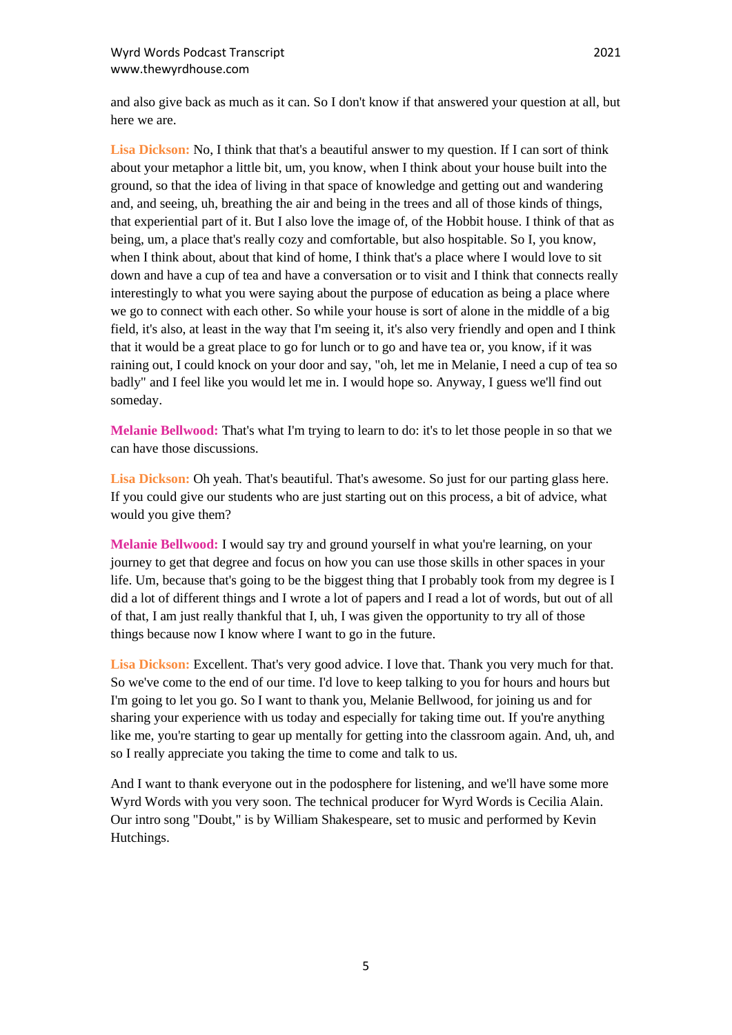and also give back as much as it can. So I don't know if that answered your question at all, but here we are.

**Lisa Dickson:** No, I think that that's a beautiful answer to my question. If I can sort of think about your metaphor a little bit, um, you know, when I think about your house built into the ground, so that the idea of living in that space of knowledge and getting out and wandering and, and seeing, uh, breathing the air and being in the trees and all of those kinds of things, that experiential part of it. But I also love the image of, of the Hobbit house. I think of that as being, um, a place that's really cozy and comfortable, but also hospitable. So I, you know, when I think about, about that kind of home, I think that's a place where I would love to sit down and have a cup of tea and have a conversation or to visit and I think that connects really interestingly to what you were saying about the purpose of education as being a place where we go to connect with each other. So while your house is sort of alone in the middle of a big field, it's also, at least in the way that I'm seeing it, it's also very friendly and open and I think that it would be a great place to go for lunch or to go and have tea or, you know, if it was raining out, I could knock on your door and say, "oh, let me in Melanie, I need a cup of tea so badly" and I feel like you would let me in. I would hope so. Anyway, I guess we'll find out someday.

**Melanie Bellwood:** That's what I'm trying to learn to do: it's to let those people in so that we can have those discussions.

**Lisa Dickson:** Oh yeah. That's beautiful. That's awesome. So just for our parting glass here. If you could give our students who are just starting out on this process, a bit of advice, what would you give them?

**Melanie Bellwood:** I would say try and ground yourself in what you're learning, on your journey to get that degree and focus on how you can use those skills in other spaces in your life. Um, because that's going to be the biggest thing that I probably took from my degree is I did a lot of different things and I wrote a lot of papers and I read a lot of words, but out of all of that, I am just really thankful that I, uh, I was given the opportunity to try all of those things because now I know where I want to go in the future.

**Lisa Dickson:** Excellent. That's very good advice. I love that. Thank you very much for that. So we've come to the end of our time. I'd love to keep talking to you for hours and hours but I'm going to let you go. So I want to thank you, Melanie Bellwood, for joining us and for sharing your experience with us today and especially for taking time out. If you're anything like me, you're starting to gear up mentally for getting into the classroom again. And, uh, and so I really appreciate you taking the time to come and talk to us.

And I want to thank everyone out in the podosphere for listening, and we'll have some more Wyrd Words with you very soon. The technical producer for Wyrd Words is Cecilia Alain. Our intro song "Doubt," is by William Shakespeare, set to music and performed by Kevin Hutchings.